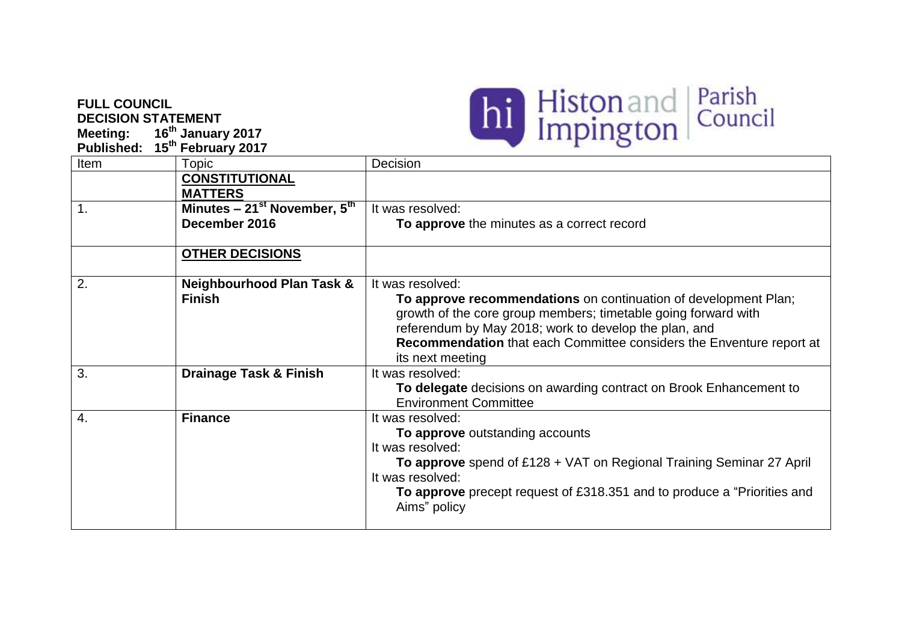**FULL COUNCIL**
**DECISION STATEMENT**
**Meeting: 16th January 2017**
**Published: 15th February 2017**

Histon and Impington Parish Council

| Item | Topic | Decision |
|---|---|---|
| | **CONSTITUTIONAL MATTERS** | |
| 1. | **Minutes – 21st November, 5th December 2016** | It was resolved: **To approve** the minutes as a correct record |
| | **OTHER DECISIONS** | |
| 2. | **Neighbourhood Plan Task & Finish** | It was resolved: **To approve recommendations** on continuation of development Plan; growth of the core group members; timetable going forward with referendum by May 2018; work to develop the plan, and **Recommendation** that each Committee considers the Enventure report at its next meeting |
| 3. | **Drainage Task & Finish** | It was resolved: **To delegate** decisions on awarding contract on Brook Enhancement to Environment Committee |
| 4. | **Finance** | It was resolved: **To approve** outstanding accounts<br>It was resolved: **To approve** spend of £128 + VAT on Regional Training Seminar 27 April<br>It was resolved: **To approve** precept request of £318.351 and to produce a "Priorities and Aims" policy |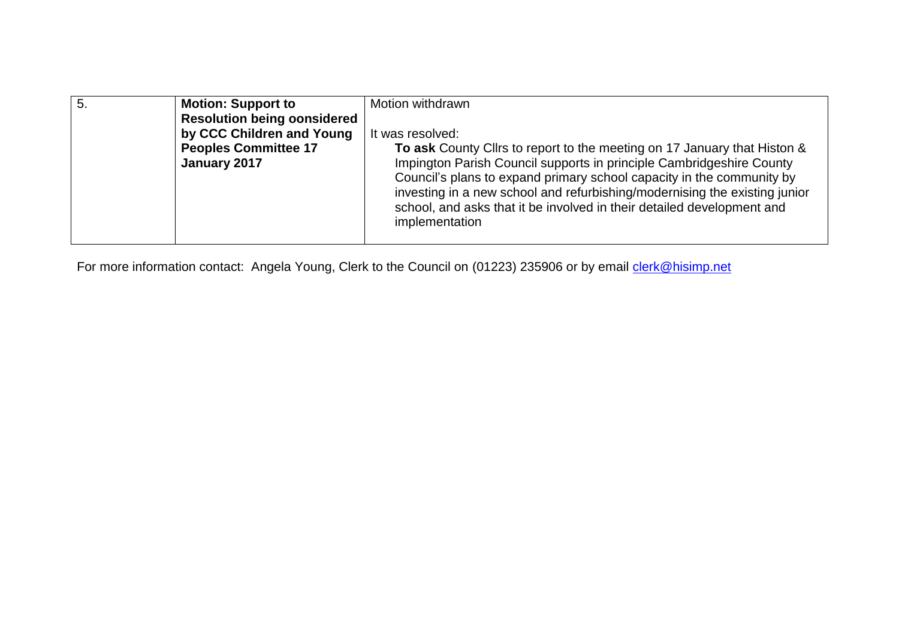| | | |
|---|---|---|
| 5. | **Motion: Support to Resolution being oonsidered by CCC Children and Young Peoples Committee 17 January 2017** | Motion withdrawn<br><br>It was resolved:<br>**To ask** County Cllrs to report to the meeting on 17 January that Histon & Impington Parish Council supports in principle Cambridgeshire County Council's plans to expand primary school capacity in the community by investing in a new school and refurbishing/modernising the existing junior school, and asks that it be involved in their detailed development and implementation |

For more information contact: Angela Young, Clerk to the Council on (01223) 235906 or by email clerk@hisimp.net